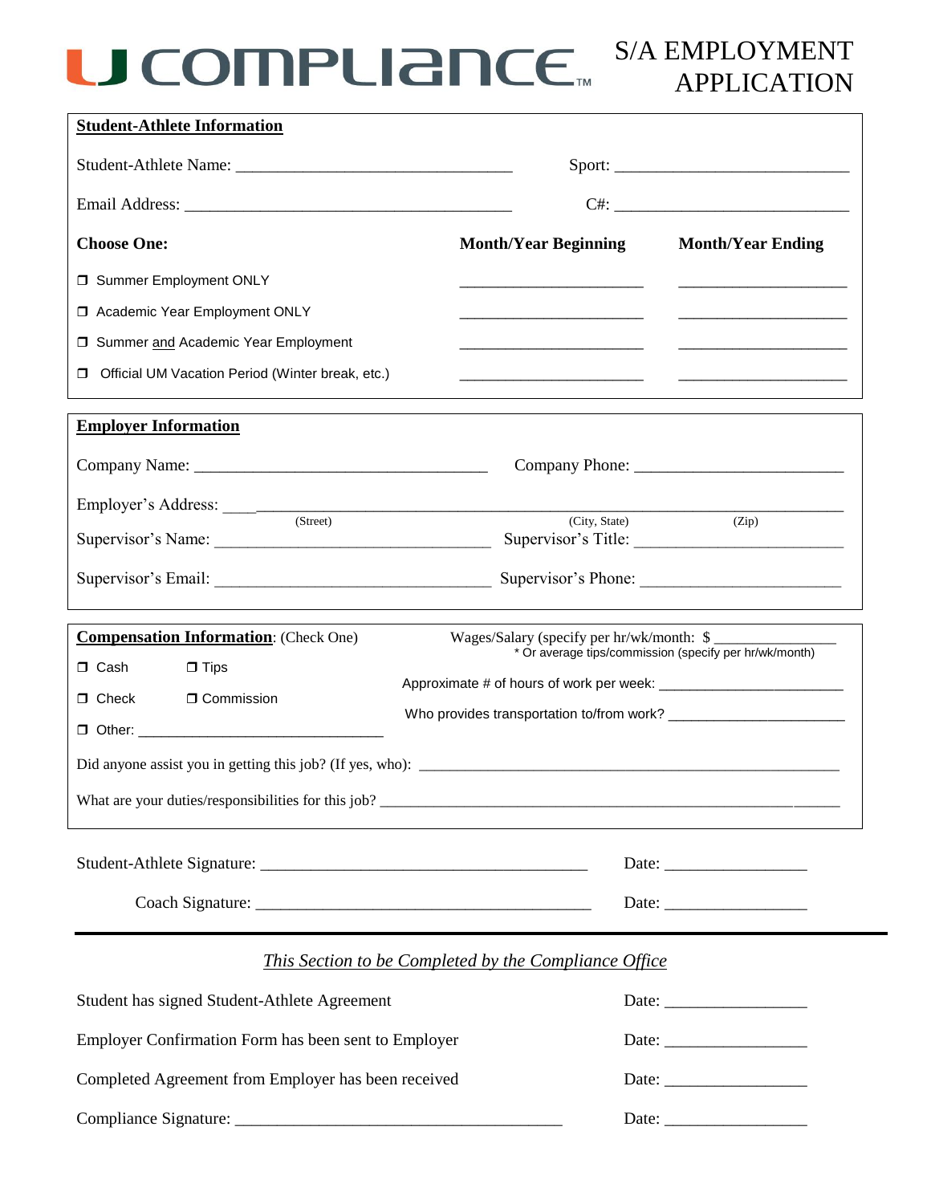# U COMPLIANCE™ — S/A EMPLOYMENT APPLICATION

**Student-Athlete Information**

Student-Athlete Name: ________________________________ Sport: ___________________________

Email Address: ______________________________________ C#: ___________________________

| **Choose One:** | **Month/Year Beginning** | **Month/Year Ending** |
|---|---|---|
| ❒ Summer Employment ONLY | ______________________ | ____________________ |
| ❒ Academic Year Employment ONLY | ______________________ | ____________________ |
| ❒ Summer and Academic Year Employment | ______________________ | ____________________ |
| ❒ Official UM Vacation Period (Winter break, etc.) | ______________________ | ____________________ |

**Employer Information**

Company Name: __________________________________ Company Phone: ________________________

Employer's Address: ____________________________________________________________________
(Street) (City, State) (Zip)

Supervisor's Name: ________________________________ Supervisor's Title: ________________________

Supervisor's Email: ________________________________ Supervisor's Phone: _______________________

**Compensation Information**: (Check One)

❒ Cash ❒ Tips

❒ Check ❒ Commission

❒ Other: ______________________________

Wages/Salary (specify per hr/wk/month: $ ______________
* Or average tips/commission (specify per hr/wk/month)

Approximate # of hours of work per week: _______________________

Who provides transportation to/from work? ______________________

Did anyone assist you in getting this job? (If yes, who): ________________________________________________

What are your duties/responsibilities for this job? ______________________________________________________

Student-Athlete Signature: ______________________________________ Date: ________________

Coach Signature: ______________________________________ Date: ________________

---

*This Section to be Completed by the Compliance Office*

Student has signed Student-Athlete Agreement Date: ________________

Employer Confirmation Form has been sent to Employer Date: ________________

Completed Agreement from Employer has been received Date: ________________

Compliance Signature: ______________________________________ Date: ________________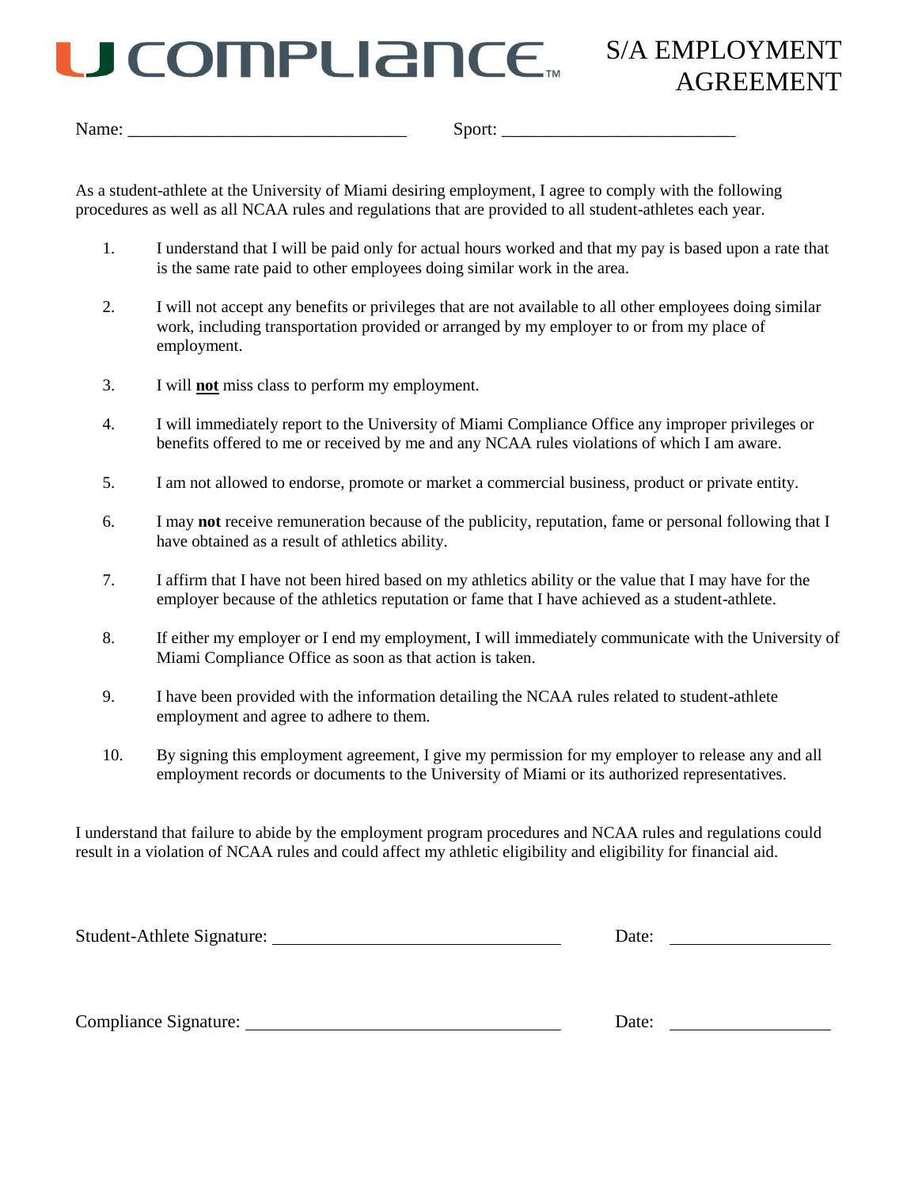U COMPLIANCE™

# S/A EMPLOYMENT AGREEMENT

Name: ______________________________ Sport: _________________________

As a student-athlete at the University of Miami desiring employment, I agree to comply with the following procedures as well as all NCAA rules and regulations that are provided to all student-athletes each year.

1. I understand that I will be paid only for actual hours worked and that my pay is based upon a rate that is the same rate paid to other employees doing similar work in the area.

2. I will not accept any benefits or privileges that are not available to all other employees doing similar work, including transportation provided or arranged by my employer to or from my place of employment.

3. I will **not** miss class to perform my employment.

4. I will immediately report to the University of Miami Compliance Office any improper privileges or benefits offered to me or received by me and any NCAA rules violations of which I am aware.

5. I am not allowed to endorse, promote or market a commercial business, product or private entity.

6. I may **not** receive remuneration because of the publicity, reputation, fame or personal following that I have obtained as a result of athletics ability.

7. I affirm that I have not been hired based on my athletics ability or the value that I may have for the employer because of the athletics reputation or fame that I have achieved as a student-athlete.

8. If either my employer or I end my employment, I will immediately communicate with the University of Miami Compliance Office as soon as that action is taken.

9. I have been provided with the information detailing the NCAA rules related to student-athlete employment and agree to adhere to them.

10. By signing this employment agreement, I give my permission for my employer to release any and all employment records or documents to the University of Miami or its authorized representatives.

I understand that failure to abide by the employment program procedures and NCAA rules and regulations could result in a violation of NCAA rules and could affect my athletic eligibility and eligibility for financial aid.

Student-Athlete Signature: ______________________________ Date: ________________

Compliance Signature: ______________________________ Date: ________________